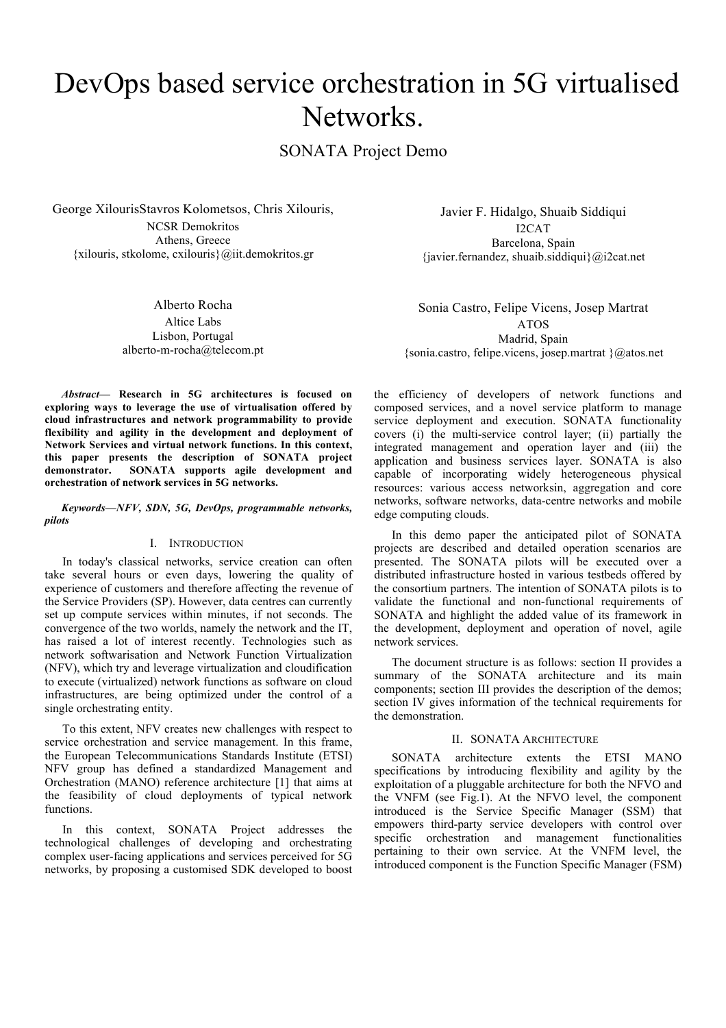# DevOps based service orchestration in 5G virtualised Networks.

SONATA Project Demo

George XilourisStavros Kolometsos, Chris Xilouris,
NCSR Demokritos
Athens, Greece
{xilouris, stkolome, cxilouris}@iit.demokritos.gr

Javier F. Hidalgo, Shuaib Siddiqui
I2CAT
Barcelona, Spain
{javier.fernandez, shuaib.siddiqui}@i2cat.net

Alberto Rocha
Altice Labs
Lisbon, Portugal
alberto-m-rocha@telecom.pt

Sonia Castro, Felipe Vicens, Josep Martrat
ATOS
Madrid, Spain
{sonia.castro, felipe.vicens, josep.martrat }@atos.net

***Abstract*— Research in 5G architectures is focused on exploring ways to leverage the use of virtualisation offered by cloud infrastructures and network programmability to provide flexibility and agility in the development and deployment of Network Services and virtual network functions. In this context, this paper presents the description of SONATA project demonstrator. SONATA supports agile development and orchestration of network services in 5G networks.**

***Keywords—NFV, SDN, 5G, DevOps, programmable networks, pilots***

## I. Introduction

In today's classical networks, service creation can often take several hours or even days, lowering the quality of experience of customers and therefore affecting the revenue of the Service Providers (SP). However, data centres can currently set up compute services within minutes, if not seconds. The convergence of the two worlds, namely the network and the IT, has raised a lot of interest recently. Technologies such as network softwarisation and Network Function Virtualization (NFV), which try and leverage virtualization and cloudification to execute (virtualized) network functions as software on cloud infrastructures, are being optimized under the control of a single orchestrating entity.

To this extent, NFV creates new challenges with respect to service orchestration and service management. In this frame, the European Telecommunications Standards Institute (ETSI) NFV group has defined a standardized Management and Orchestration (MANO) reference architecture [1] that aims at the feasibility of cloud deployments of typical network functions.

In this context, SONATA Project addresses the technological challenges of developing and orchestrating complex user-facing applications and services perceived for 5G networks, by proposing a customised SDK developed to boost the efficiency of developers of network functions and composed services, and a novel service platform to manage service deployment and execution. SONATA functionality covers (i) the multi-service control layer; (ii) partially the integrated management and operation layer and (iii) the application and business services layer. SONATA is also capable of incorporating widely heterogeneous physical resources: various access networksin, aggregation and core networks, software networks, data-centre networks and mobile edge computing clouds.

In this demo paper the anticipated pilot of SONATA projects are described and detailed operation scenarios are presented. The SONATA pilots will be executed over a distributed infrastructure hosted in various testbeds offered by the consortium partners. The intention of SONATA pilots is to validate the functional and non-functional requirements of SONATA and highlight the added value of its framework in the development, deployment and operation of novel, agile network services.

The document structure is as follows: section II provides a summary of the SONATA architecture and its main components; section III provides the description of the demos; section IV gives information of the technical requirements for the demonstration.

## II. SONATA Architecture

SONATA architecture extents the ETSI MANO specifications by introducing flexibility and agility by the exploitation of a pluggable architecture for both the NFVO and the VNFM (see Fig.1). At the NFVO level, the component introduced is the Service Specific Manager (SSM) that empowers third-party service developers with control over specific orchestration and management functionalities pertaining to their own service. At the VNFM level, the introduced component is the Function Specific Manager (FSM)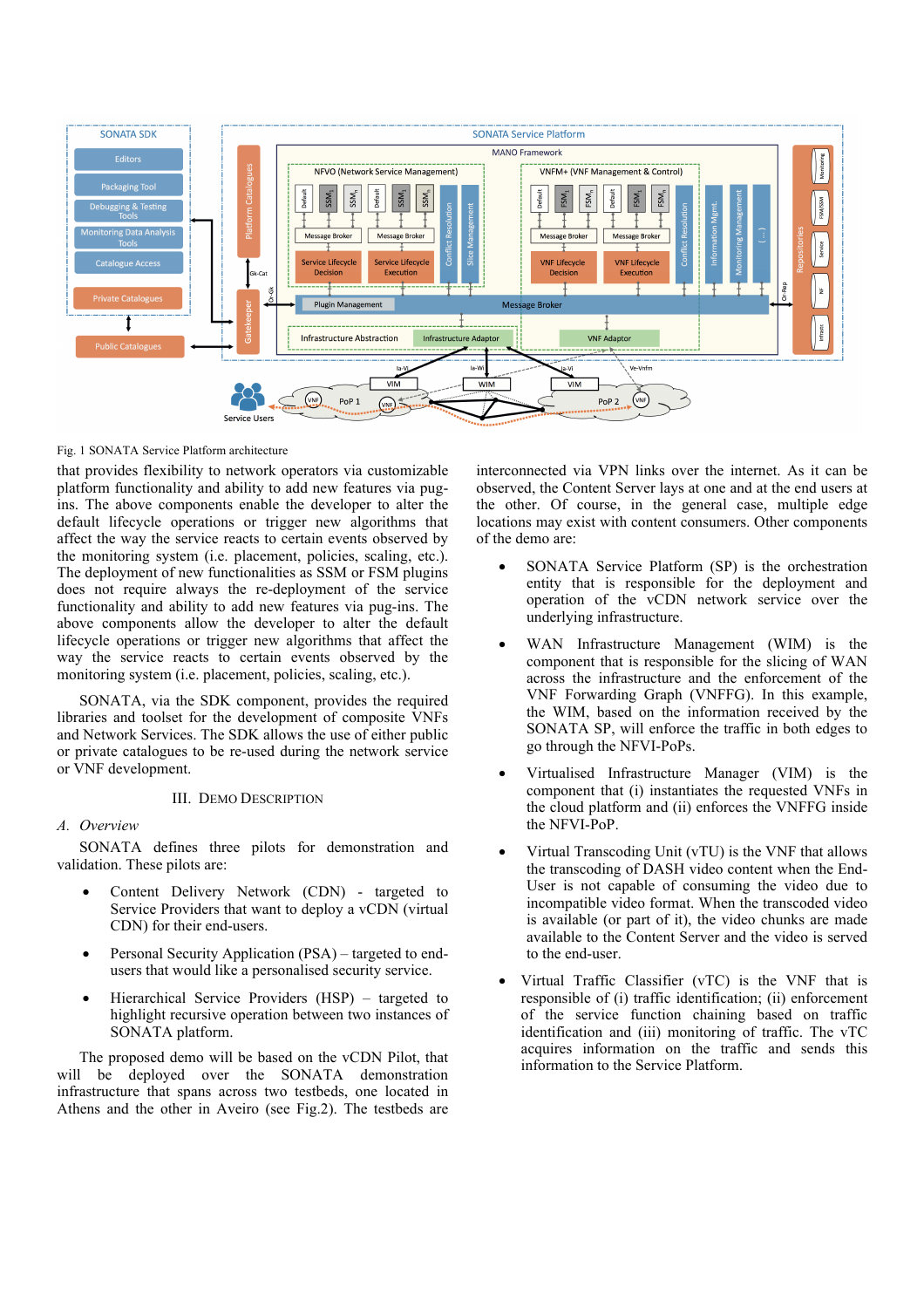Fig. 1 SONATA Service Platform architecture

that provides flexibility to network operators via customizable platform functionality and ability to add new features via pug-ins. The above components enable the developer to alter the default lifecycle operations or trigger new algorithms that affect the way the service reacts to certain events observed by the monitoring system (i.e. placement, policies, scaling, etc.). The deployment of new functionalities as SSM or FSM plugins does not require always the re-deployment of the service functionality and ability to add new features via pug-ins. The above components allow the developer to alter the default lifecycle operations or trigger new algorithms that affect the way the service reacts to certain events observed by the monitoring system (i.e. placement, policies, scaling, etc.).

SONATA, via the SDK component, provides the required libraries and toolset for the development of composite VNFs and Network Services. The SDK allows the use of either public or private catalogues to be re-used during the network service or VNF development.

## III. Demo Description

### A. Overview

SONATA defines three pilots for demonstration and validation. These pilots are:

- Content Delivery Network (CDN) - targeted to Service Providers that want to deploy a vCDN (virtual CDN) for their end-users.
- Personal Security Application (PSA) – targeted to end-users that would like a personalised security service.
- Hierarchical Service Providers (HSP) – targeted to highlight recursive operation between two instances of SONATA platform.

The proposed demo will be based on the vCDN Pilot, that will be deployed over the SONATA demonstration infrastructure that spans across two testbeds, one located in Athens and the other in Aveiro (see Fig.2). The testbeds are interconnected via VPN links over the internet. As it can be observed, the Content Server lays at one and at the end users at the other. Of course, in the general case, multiple edge locations may exist with content consumers. Other components of the demo are:

- SONATA Service Platform (SP) is the orchestration entity that is responsible for the deployment and operation of the vCDN network service over the underlying infrastructure.
- WAN Infrastructure Management (WIM) is the component that is responsible for the slicing of WAN across the infrastructure and the enforcement of the VNF Forwarding Graph (VNFFG). In this example, the WIM, based on the information received by the SONATA SP, will enforce the traffic in both edges to go through the NFVI-PoPs.
- Virtualised Infrastructure Manager (VIM) is the component that (i) instantiates the requested VNFs in the cloud platform and (ii) enforces the VNFFG inside the NFVI-PoP.
- Virtual Transcoding Unit (vTU) is the VNF that allows the transcoding of DASH video content when the End-User is not capable of consuming the video due to incompatible video format. When the transcoded video is available (or part of it), the video chunks are made available to the Content Server and the video is served to the end-user.
- Virtual Traffic Classifier (vTC) is the VNF that is responsible of (i) traffic identification; (ii) enforcement of the service function chaining based on traffic identification and (iii) monitoring of traffic. The vTC acquires information on the traffic and sends this information to the Service Platform.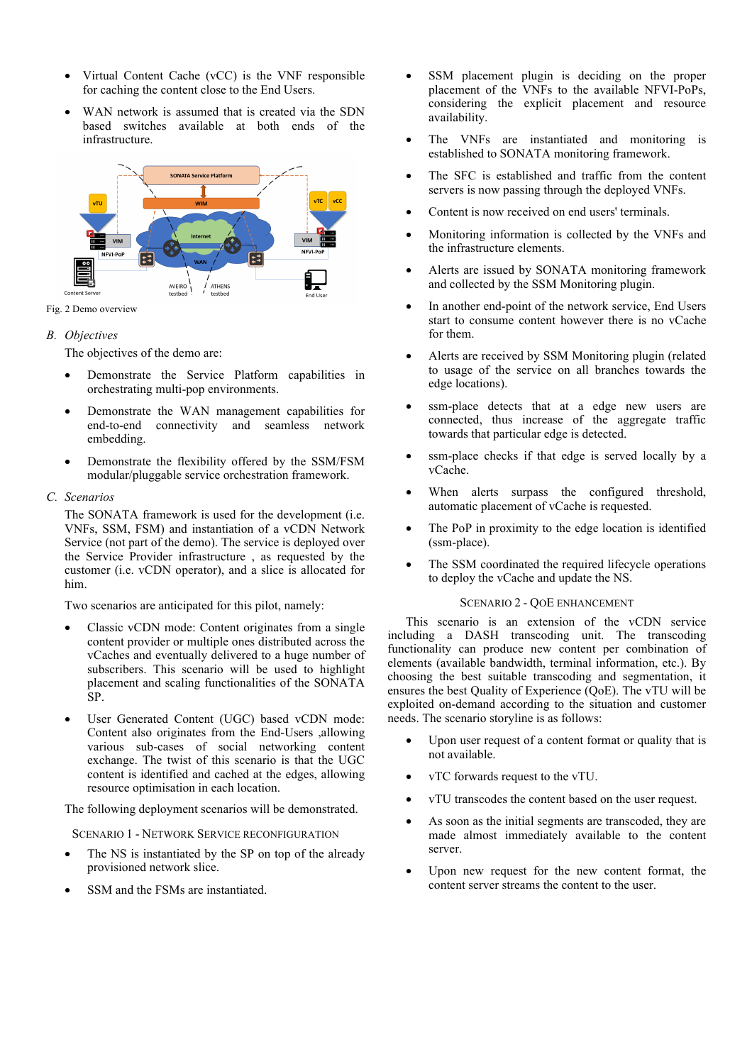- Virtual Content Cache (vCC) is the VNF responsible for caching the content close to the End Users.
- WAN network is assumed that is created via the SDN based switches available at both ends of the infrastructure.

Fig. 2 Demo overview

## B. Objectives

The objectives of the demo are:

- Demonstrate the Service Platform capabilities in orchestrating multi-pop environments.
- Demonstrate the WAN management capabilities for end-to-end connectivity and seamless network embedding.
- Demonstrate the flexibility offered by the SSM/FSM modular/pluggable service orchestration framework.

## C. Scenarios

The SONATA framework is used for the development (i.e. VNFs, SSM, FSM) and instantiation of a vCDN Network Service (not part of the demo). The service is deployed over the Service Provider infrastructure , as requested by the customer (i.e. vCDN operator), and a slice is allocated for him.

Two scenarios are anticipated for this pilot, namely:

- Classic vCDN mode: Content originates from a single content provider or multiple ones distributed across the vCaches and eventually delivered to a huge number of subscribers. This scenario will be used to highlight placement and scaling functionalities of the SONATA SP.
- User Generated Content (UGC) based vCDN mode: Content also originates from the End-Users ,allowing various sub-cases of social networking content exchange. The twist of this scenario is that the UGC content is identified and cached at the edges, allowing resource optimisation in each location.

The following deployment scenarios will be demonstrated.

### Scenario 1 - Network Service Reconfiguration

- The NS is instantiated by the SP on top of the already provisioned network slice.
- SSM and the FSMs are instantiated.
- SSM placement plugin is deciding on the proper placement of the VNFs to the available NFVI-PoPs, considering the explicit placement and resource availability.
- The VNFs are instantiated and monitoring is established to SONATA monitoring framework.
- The SFC is established and traffic from the content servers is now passing through the deployed VNFs.
- Content is now received on end users' terminals.
- Monitoring information is collected by the VNFs and the infrastructure elements.
- Alerts are issued by SONATA monitoring framework and collected by the SSM Monitoring plugin.
- In another end-point of the network service, End Users start to consume content however there is no vCache for them.
- Alerts are received by SSM Monitoring plugin (related to usage of the service on all branches towards the edge locations).
- ssm-place detects that at a edge new users are connected, thus increase of the aggregate traffic towards that particular edge is detected.
- ssm-place checks if that edge is served locally by a vCache.
- When alerts surpass the configured threshold, automatic placement of vCache is requested.
- The PoP in proximity to the edge location is identified (ssm-place).
- The SSM coordinated the required lifecycle operations to deploy the vCache and update the NS.

### Scenario 2 - QoE Enhancement

This scenario is an extension of the vCDN service including a DASH transcoding unit. The transcoding functionality can produce new content per combination of elements (available bandwidth, terminal information, etc.). By choosing the best suitable transcoding and segmentation, it ensures the best Quality of Experience (QoE). The vTU will be exploited on-demand according to the situation and customer needs. The scenario storyline is as follows:

- Upon user request of a content format or quality that is not available.
- vTC forwards request to the vTU.
- vTU transcodes the content based on the user request.
- As soon as the initial segments are transcoded, they are made almost immediately available to the content server.
- Upon new request for the new content format, the content server streams the content to the user.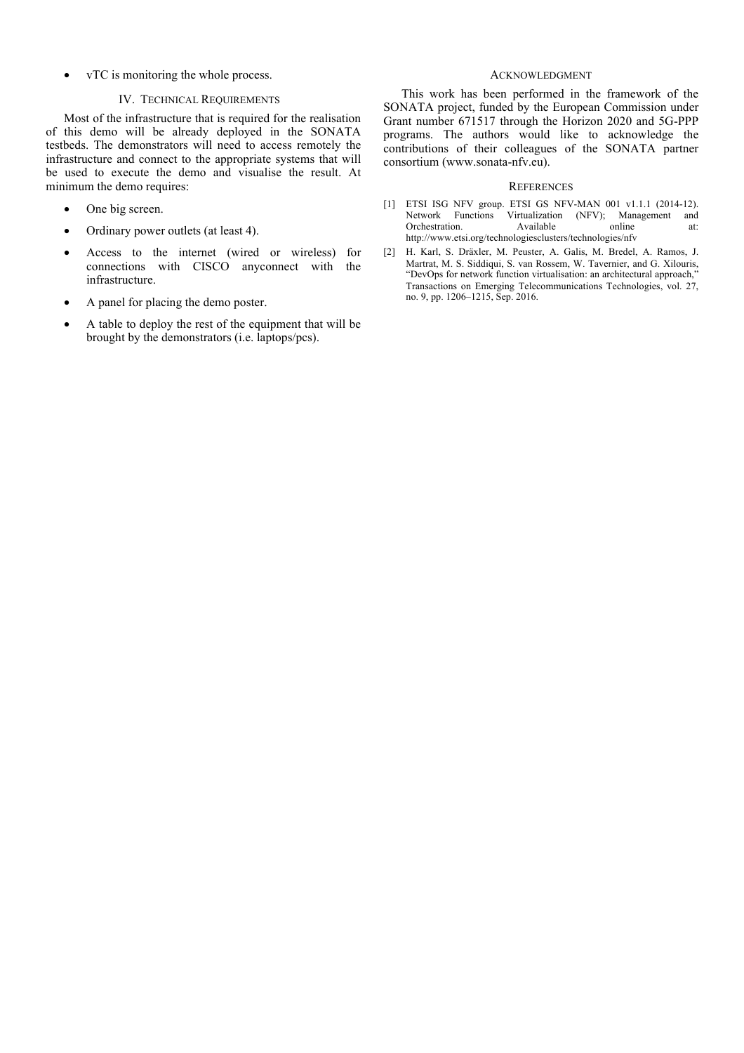- vTC is monitoring the whole process.

## IV. Technical Requirements

Most of the infrastructure that is required for the realisation of this demo will be already deployed in the SONATA testbeds. The demonstrators will need to access remotely the infrastructure and connect to the appropriate systems that will be used to execute the demo and visualise the result. At minimum the demo requires:

- One big screen.
- Ordinary power outlets (at least 4).
- Access to the internet (wired or wireless) for connections with CISCO anyconnect with the infrastructure.
- A panel for placing the demo poster.
- A table to deploy the rest of the equipment that will be brought by the demonstrators (i.e. laptops/pcs).

## Acknowledgment

This work has been performed in the framework of the SONATA project, funded by the European Commission under Grant number 671517 through the Horizon 2020 and 5G-PPP programs. The authors would like to acknowledge the contributions of their colleagues of the SONATA partner consortium (www.sonata-nfv.eu).

## References

[1] ETSI ISG NFV group. ETSI GS NFV-MAN 001 v1.1.1 (2014-12). Network Functions Virtualization (NFV); Management and Orchestration. Available online at: http://www.etsi.org/technologiesclusters/technologies/nfv

[2] H. Karl, S. Dräxler, M. Peuster, A. Galis, M. Bredel, A. Ramos, J. Martrat, M. S. Siddiqui, S. van Rossem, W. Tavernier, and G. Xilouris, "DevOps for network function virtualisation: an architectural approach," Transactions on Emerging Telecommunications Technologies, vol. 27, no. 9, pp. 1206–1215, Sep. 2016.